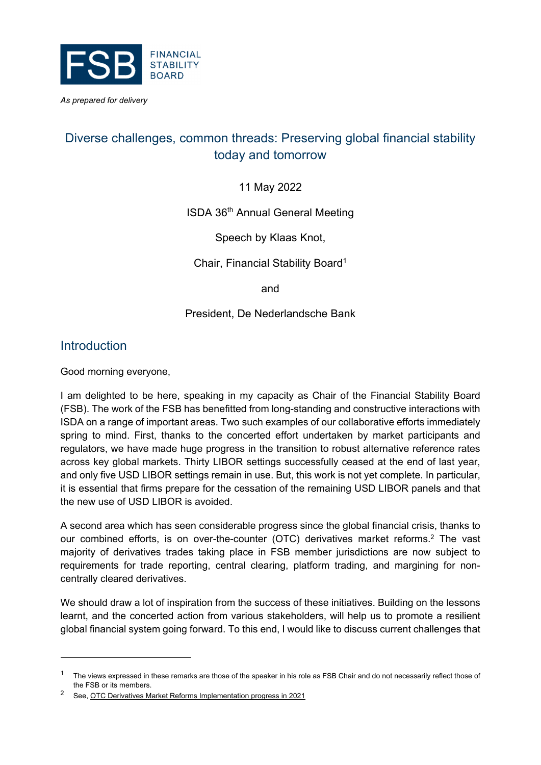FSB FINANCIAL STABILITY BOARD

*As prepared for delivery*

# Diverse challenges, common threads: Preserving global financial stability today and tomorrow

11 May 2022

ISDA 36th Annual General Meeting

Speech by Klaas Knot,

Chair, Financial Stability Board[1]

and

President, De Nederlandsche Bank

## Introduction

Good morning everyone,

I am delighted to be here, speaking in my capacity as Chair of the Financial Stability Board (FSB). The work of the FSB has benefitted from long-standing and constructive interactions with ISDA on a range of important areas. Two such examples of our collaborative efforts immediately spring to mind. First, thanks to the concerted effort undertaken by market participants and regulators, we have made huge progress in the transition to robust alternative reference rates across key global markets. Thirty LIBOR settings successfully ceased at the end of last year, and only five USD LIBOR settings remain in use. But, this work is not yet complete. In particular, it is essential that firms prepare for the cessation of the remaining USD LIBOR panels and that the new use of USD LIBOR is avoided.

A second area which has seen considerable progress since the global financial crisis, thanks to our combined efforts, is on over-the-counter (OTC) derivatives market reforms.[2] The vast majority of derivatives trades taking place in FSB member jurisdictions are now subject to requirements for trade reporting, central clearing, platform trading, and margining for non-centrally cleared derivatives.

We should draw a lot of inspiration from the success of these initiatives. Building on the lessons learnt, and the concerted action from various stakeholders, will help us to promote a resilient global financial system going forward. To this end, I would like to discuss current challenges that

---

[1] The views expressed in these remarks are those of the speaker in his role as FSB Chair and do not necessarily reflect those of the FSB or its members.

[2] See, OTC Derivatives Market Reforms Implementation progress in 2021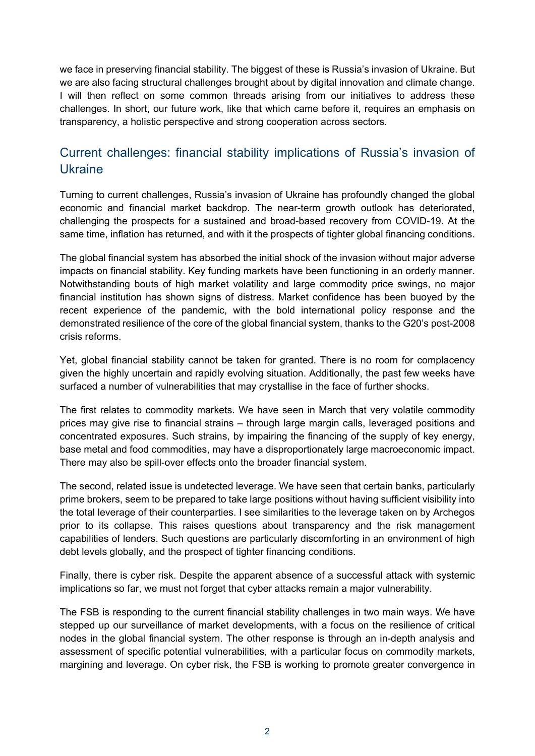we face in preserving financial stability. The biggest of these is Russia's invasion of Ukraine. But we are also facing structural challenges brought about by digital innovation and climate change. I will then reflect on some common threads arising from our initiatives to address these challenges. In short, our future work, like that which came before it, requires an emphasis on transparency, a holistic perspective and strong cooperation across sectors.

## Current challenges: financial stability implications of Russia's invasion of Ukraine

Turning to current challenges, Russia's invasion of Ukraine has profoundly changed the global economic and financial market backdrop. The near-term growth outlook has deteriorated, challenging the prospects for a sustained and broad-based recovery from COVID-19. At the same time, inflation has returned, and with it the prospects of tighter global financing conditions.

The global financial system has absorbed the initial shock of the invasion without major adverse impacts on financial stability. Key funding markets have been functioning in an orderly manner. Notwithstanding bouts of high market volatility and large commodity price swings, no major financial institution has shown signs of distress. Market confidence has been buoyed by the recent experience of the pandemic, with the bold international policy response and the demonstrated resilience of the core of the global financial system, thanks to the G20's post-2008 crisis reforms.

Yet, global financial stability cannot be taken for granted. There is no room for complacency given the highly uncertain and rapidly evolving situation. Additionally, the past few weeks have surfaced a number of vulnerabilities that may crystallise in the face of further shocks.

The first relates to commodity markets. We have seen in March that very volatile commodity prices may give rise to financial strains – through large margin calls, leveraged positions and concentrated exposures. Such strains, by impairing the financing of the supply of key energy, base metal and food commodities, may have a disproportionately large macroeconomic impact. There may also be spill-over effects onto the broader financial system.

The second, related issue is undetected leverage. We have seen that certain banks, particularly prime brokers, seem to be prepared to take large positions without having sufficient visibility into the total leverage of their counterparties. I see similarities to the leverage taken on by Archegos prior to its collapse. This raises questions about transparency and the risk management capabilities of lenders. Such questions are particularly discomforting in an environment of high debt levels globally, and the prospect of tighter financing conditions.

Finally, there is cyber risk. Despite the apparent absence of a successful attack with systemic implications so far, we must not forget that cyber attacks remain a major vulnerability.

The FSB is responding to the current financial stability challenges in two main ways. We have stepped up our surveillance of market developments, with a focus on the resilience of critical nodes in the global financial system. The other response is through an in-depth analysis and assessment of specific potential vulnerabilities, with a particular focus on commodity markets, margining and leverage. On cyber risk, the FSB is working to promote greater convergence in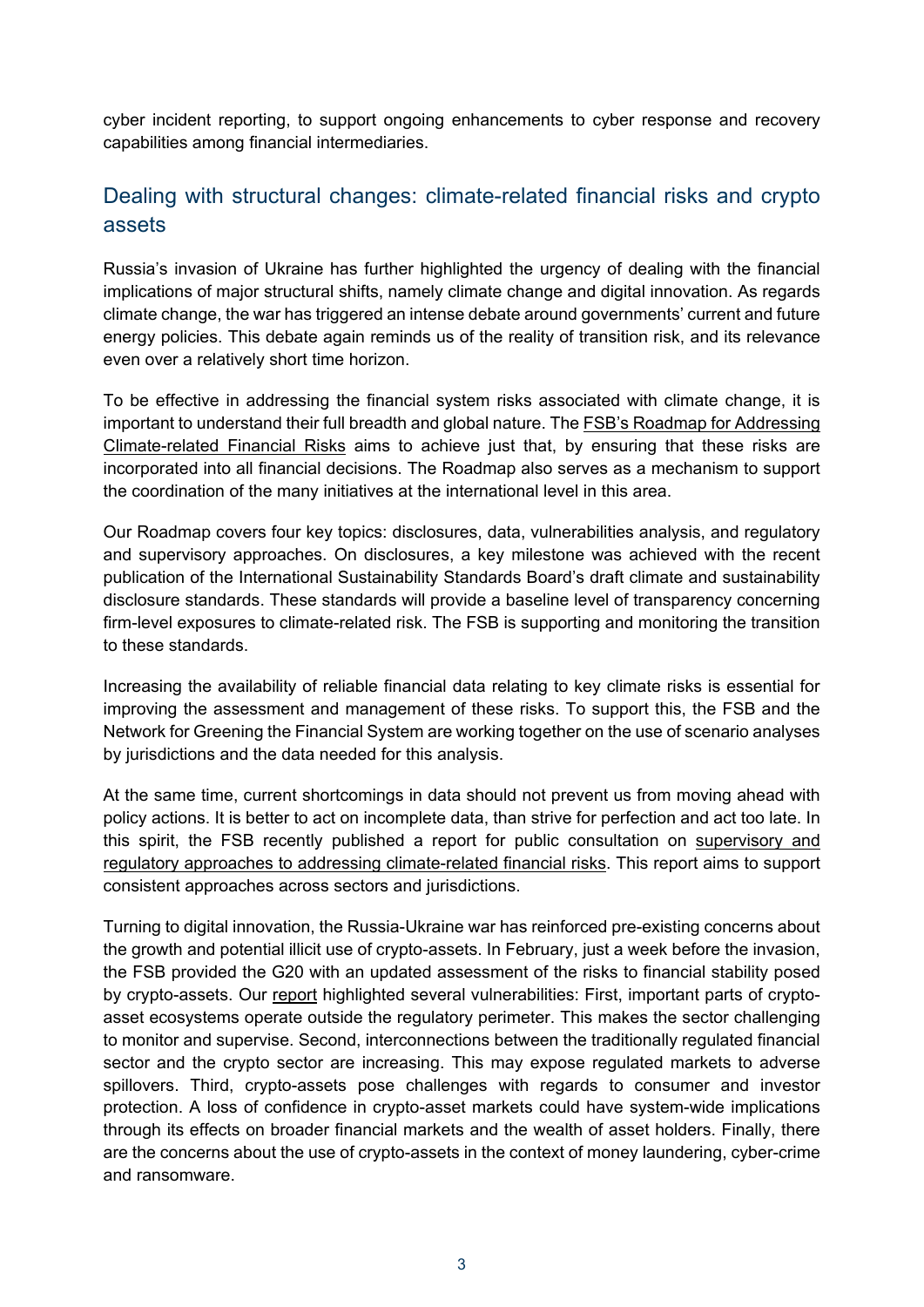cyber incident reporting, to support ongoing enhancements to cyber response and recovery capabilities among financial intermediaries.

## Dealing with structural changes: climate-related financial risks and crypto assets

Russia's invasion of Ukraine has further highlighted the urgency of dealing with the financial implications of major structural shifts, namely climate change and digital innovation. As regards climate change, the war has triggered an intense debate around governments' current and future energy policies. This debate again reminds us of the reality of transition risk, and its relevance even over a relatively short time horizon.

To be effective in addressing the financial system risks associated with climate change, it is important to understand their full breadth and global nature. The FSB's Roadmap for Addressing Climate-related Financial Risks aims to achieve just that, by ensuring that these risks are incorporated into all financial decisions. The Roadmap also serves as a mechanism to support the coordination of the many initiatives at the international level in this area.

Our Roadmap covers four key topics: disclosures, data, vulnerabilities analysis, and regulatory and supervisory approaches. On disclosures, a key milestone was achieved with the recent publication of the International Sustainability Standards Board's draft climate and sustainability disclosure standards. These standards will provide a baseline level of transparency concerning firm-level exposures to climate-related risk. The FSB is supporting and monitoring the transition to these standards.

Increasing the availability of reliable financial data relating to key climate risks is essential for improving the assessment and management of these risks. To support this, the FSB and the Network for Greening the Financial System are working together on the use of scenario analyses by jurisdictions and the data needed for this analysis.

At the same time, current shortcomings in data should not prevent us from moving ahead with policy actions. It is better to act on incomplete data, than strive for perfection and act too late. In this spirit, the FSB recently published a report for public consultation on supervisory and regulatory approaches to addressing climate-related financial risks. This report aims to support consistent approaches across sectors and jurisdictions.

Turning to digital innovation, the Russia-Ukraine war has reinforced pre-existing concerns about the growth and potential illicit use of crypto-assets. In February, just a week before the invasion, the FSB provided the G20 with an updated assessment of the risks to financial stability posed by crypto-assets. Our report highlighted several vulnerabilities: First, important parts of crypto-asset ecosystems operate outside the regulatory perimeter. This makes the sector challenging to monitor and supervise. Second, interconnections between the traditionally regulated financial sector and the crypto sector are increasing. This may expose regulated markets to adverse spillovers. Third, crypto-assets pose challenges with regards to consumer and investor protection. A loss of confidence in crypto-asset markets could have system-wide implications through its effects on broader financial markets and the wealth of asset holders. Finally, there are the concerns about the use of crypto-assets in the context of money laundering, cyber-crime and ransomware.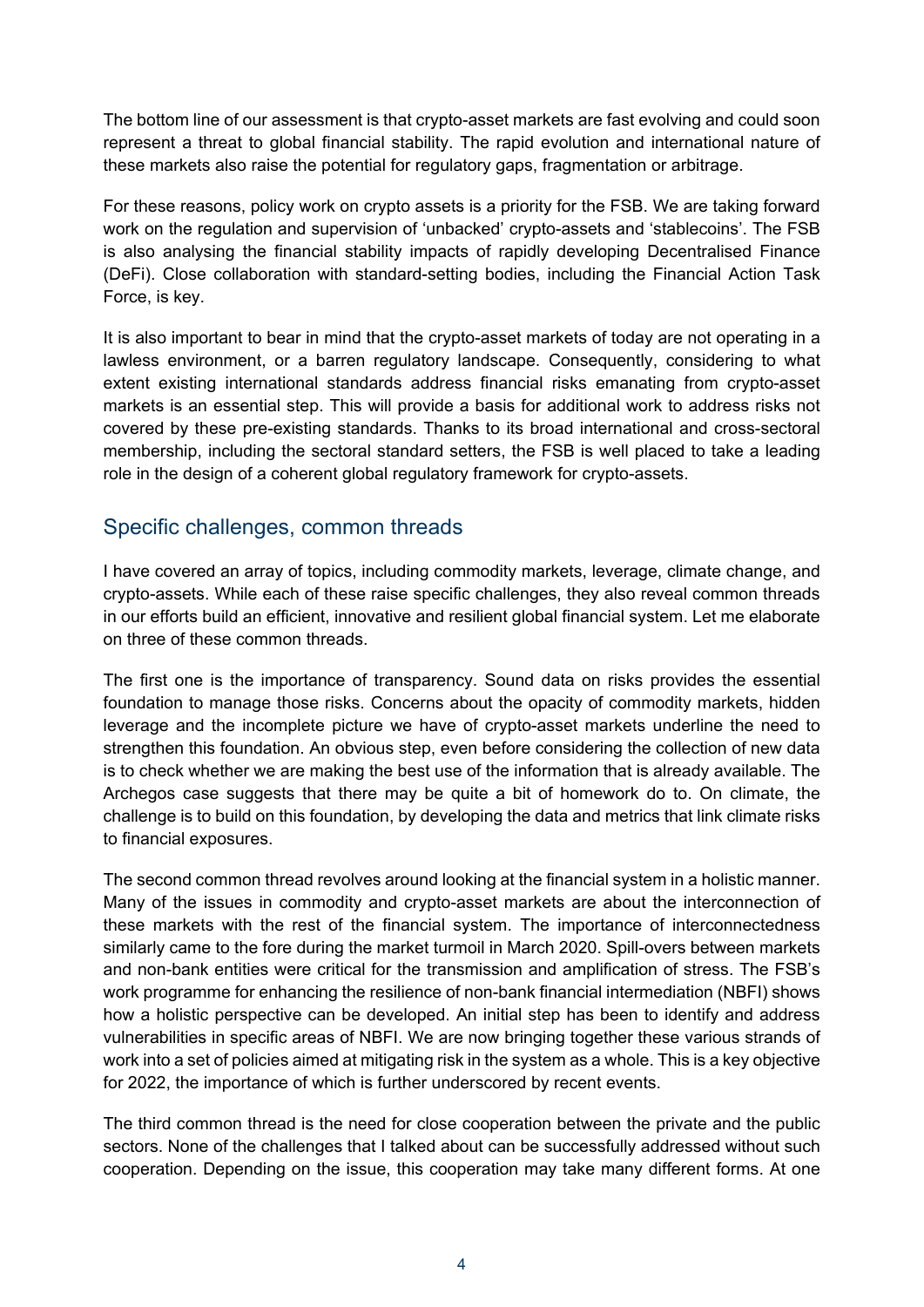The bottom line of our assessment is that crypto-asset markets are fast evolving and could soon represent a threat to global financial stability. The rapid evolution and international nature of these markets also raise the potential for regulatory gaps, fragmentation or arbitrage.

For these reasons, policy work on crypto assets is a priority for the FSB. We are taking forward work on the regulation and supervision of 'unbacked' crypto-assets and 'stablecoins'. The FSB is also analysing the financial stability impacts of rapidly developing Decentralised Finance (DeFi). Close collaboration with standard-setting bodies, including the Financial Action Task Force, is key.

It is also important to bear in mind that the crypto-asset markets of today are not operating in a lawless environment, or a barren regulatory landscape. Consequently, considering to what extent existing international standards address financial risks emanating from crypto-asset markets is an essential step. This will provide a basis for additional work to address risks not covered by these pre-existing standards. Thanks to its broad international and cross-sectoral membership, including the sectoral standard setters, the FSB is well placed to take a leading role in the design of a coherent global regulatory framework for crypto-assets.

## Specific challenges, common threads

I have covered an array of topics, including commodity markets, leverage, climate change, and crypto-assets. While each of these raise specific challenges, they also reveal common threads in our efforts build an efficient, innovative and resilient global financial system. Let me elaborate on three of these common threads.

The first one is the importance of transparency. Sound data on risks provides the essential foundation to manage those risks. Concerns about the opacity of commodity markets, hidden leverage and the incomplete picture we have of crypto-asset markets underline the need to strengthen this foundation. An obvious step, even before considering the collection of new data is to check whether we are making the best use of the information that is already available. The Archegos case suggests that there may be quite a bit of homework do to. On climate, the challenge is to build on this foundation, by developing the data and metrics that link climate risks to financial exposures.

The second common thread revolves around looking at the financial system in a holistic manner. Many of the issues in commodity and crypto-asset markets are about the interconnection of these markets with the rest of the financial system. The importance of interconnectedness similarly came to the fore during the market turmoil in March 2020. Spill-overs between markets and non-bank entities were critical for the transmission and amplification of stress. The FSB's work programme for enhancing the resilience of non-bank financial intermediation (NBFI) shows how a holistic perspective can be developed. An initial step has been to identify and address vulnerabilities in specific areas of NBFI. We are now bringing together these various strands of work into a set of policies aimed at mitigating risk in the system as a whole. This is a key objective for 2022, the importance of which is further underscored by recent events.

The third common thread is the need for close cooperation between the private and the public sectors. None of the challenges that I talked about can be successfully addressed without such cooperation. Depending on the issue, this cooperation may take many different forms. At one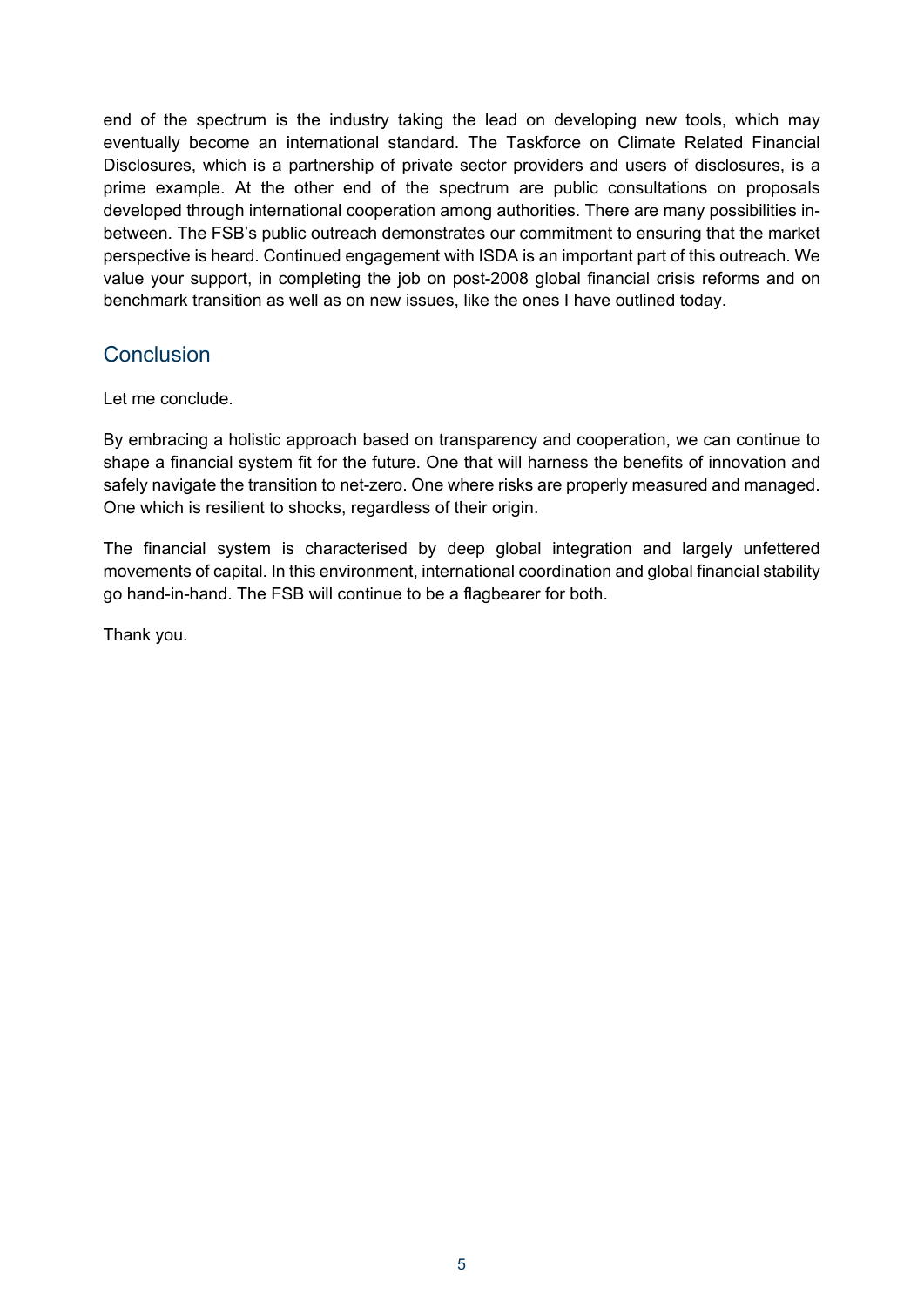end of the spectrum is the industry taking the lead on developing new tools, which may eventually become an international standard. The Taskforce on Climate Related Financial Disclosures, which is a partnership of private sector providers and users of disclosures, is a prime example. At the other end of the spectrum are public consultations on proposals developed through international cooperation among authorities. There are many possibilities in-between. The FSB's public outreach demonstrates our commitment to ensuring that the market perspective is heard. Continued engagement with ISDA is an important part of this outreach. We value your support, in completing the job on post-2008 global financial crisis reforms and on benchmark transition as well as on new issues, like the ones I have outlined today.

## Conclusion

Let me conclude.

By embracing a holistic approach based on transparency and cooperation, we can continue to shape a financial system fit for the future. One that will harness the benefits of innovation and safely navigate the transition to net-zero. One where risks are properly measured and managed. One which is resilient to shocks, regardless of their origin.

The financial system is characterised by deep global integration and largely unfettered movements of capital. In this environment, international coordination and global financial stability go hand-in-hand. The FSB will continue to be a flagbearer for both.

Thank you.